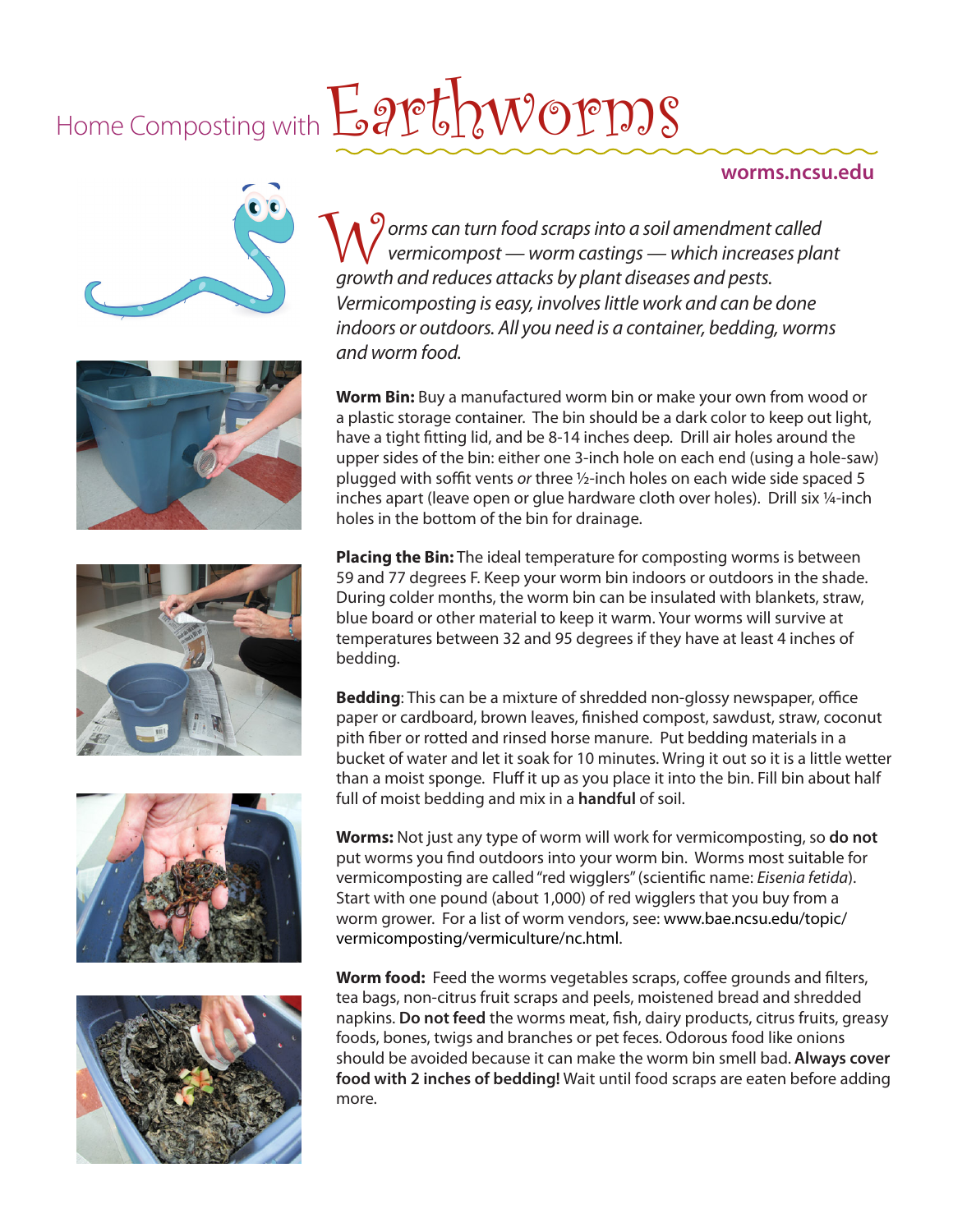# Home Composting with Earthworms

**worms.ncsu.edu**

*Worms can turn food scraps into a soil amendment called vermicompost — worm castings — which increases plant growth and reduces attacks by plant diseases and pests. Vermicomposting is easy, involves little work and can be done indoors or outdoors. All you need is a container, bedding, worms and worm food.*

**Worm Bin:** Buy a manufactured worm bin or make your own from wood or a plastic storage container. The bin should be a dark color to keep out light, have a tight fitting lid, and be 8-14 inches deep. Drill air holes around the upper sides of the bin: either one 3-inch hole on each end (using a hole-saw) plugged with soffit vents *or* three ½-inch holes on each wide side spaced 5 inches apart (leave open or glue hardware cloth over holes). Drill six ¼-inch holes in the bottom of the bin for drainage.

**Placing the Bin:** The ideal temperature for composting worms is between 59 and 77 degrees F. Keep your worm bin indoors or outdoors in the shade. During colder months, the worm bin can be insulated with blankets, straw, blue board or other material to keep it warm. Your worms will survive at temperatures between 32 and 95 degrees if they have at least 4 inches of bedding.

**Bedding**: This can be a mixture of shredded non-glossy newspaper, office paper or cardboard, brown leaves, finished compost, sawdust, straw, coconut pith fiber or rotted and rinsed horse manure. Put bedding materials in a bucket of water and let it soak for 10 minutes. Wring it out so it is a little wetter than a moist sponge. Fluff it up as you place it into the bin. Fill bin about half full of moist bedding and mix in a **handful** of soil.

**Worms:** Not just any type of worm will work for vermicomposting, so **do not** put worms you find outdoors into your worm bin. Worms most suitable for vermicomposting are called "red wigglers" (scientific name: *Eisenia fetida*). Start with one pound (about 1,000) of red wigglers that you buy from a worm grower. For a list of worm vendors, see: www.bae.ncsu.edu/topic/vermicomposting/vermiculture/nc.html.

**Worm food:** Feed the worms vegetables scraps, coffee grounds and filters, tea bags, non-citrus fruit scraps and peels, moistened bread and shredded napkins. **Do not feed** the worms meat, fish, dairy products, citrus fruits, greasy foods, bones, twigs and branches or pet feces. Odorous food like onions should be avoided because it can make the worm bin smell bad. **Always cover food with 2 inches of bedding!** Wait until food scraps are eaten before adding more.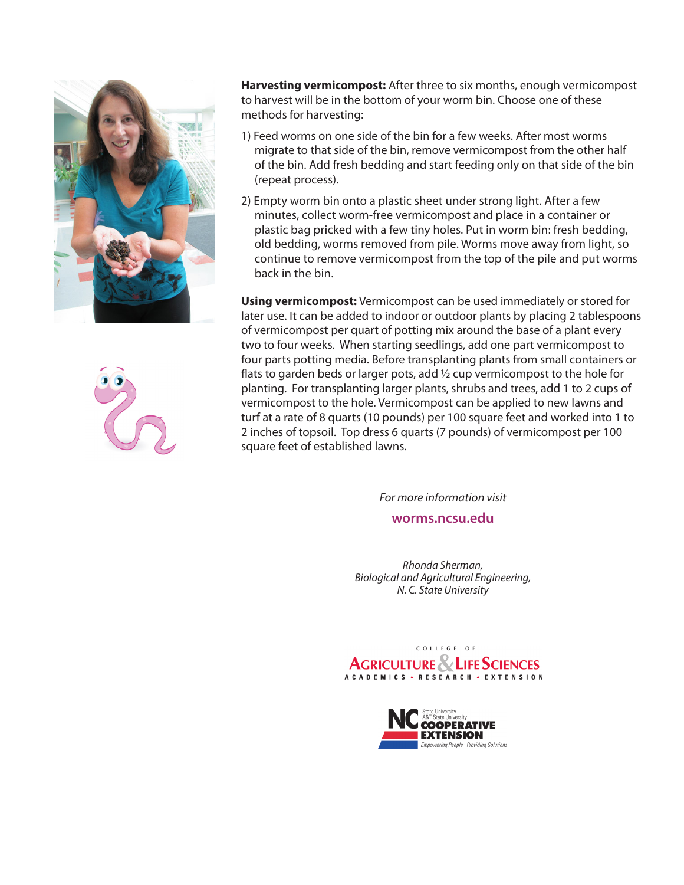**Harvesting vermicompost:** After three to six months, enough vermicompost to harvest will be in the bottom of your worm bin. Choose one of these methods for harvesting:

1) Feed worms on one side of the bin for a few weeks. After most worms migrate to that side of the bin, remove vermicompost from the other half of the bin. Add fresh bedding and start feeding only on that side of the bin (repeat process).

2) Empty worm bin onto a plastic sheet under strong light. After a few minutes, collect worm-free vermicompost and place in a container or plastic bag pricked with a few tiny holes. Put in worm bin: fresh bedding, old bedding, worms removed from pile. Worms move away from light, so continue to remove vermicompost from the top of the pile and put worms back in the bin.

**Using vermicompost:** Vermicompost can be used immediately or stored for later use. It can be added to indoor or outdoor plants by placing 2 tablespoons of vermicompost per quart of potting mix around the base of a plant every two to four weeks. When starting seedlings, add one part vermicompost to four parts potting media. Before transplanting plants from small containers or flats to garden beds or larger pots, add ½ cup vermicompost to the hole for planting. For transplanting larger plants, shrubs and trees, add 1 to 2 cups of vermicompost to the hole. Vermicompost can be applied to new lawns and turf at a rate of 8 quarts (10 pounds) per 100 square feet and worked into 1 to 2 inches of topsoil. Top dress 6 quarts (7 pounds) of vermicompost per 100 square feet of established lawns.

*For more information visit*

**worms.ncsu.edu**

*Rhonda Sherman,*
*Biological and Agricultural Engineering,*
*N. C. State University*

COLLEGE OF
AGRICULTURE & LIFE SCIENCES
ACADEMICS • RESEARCH • EXTENSION

NC State University
A&T State University
COOPERATIVE EXTENSION
*Empowering People · Providing Solutions*